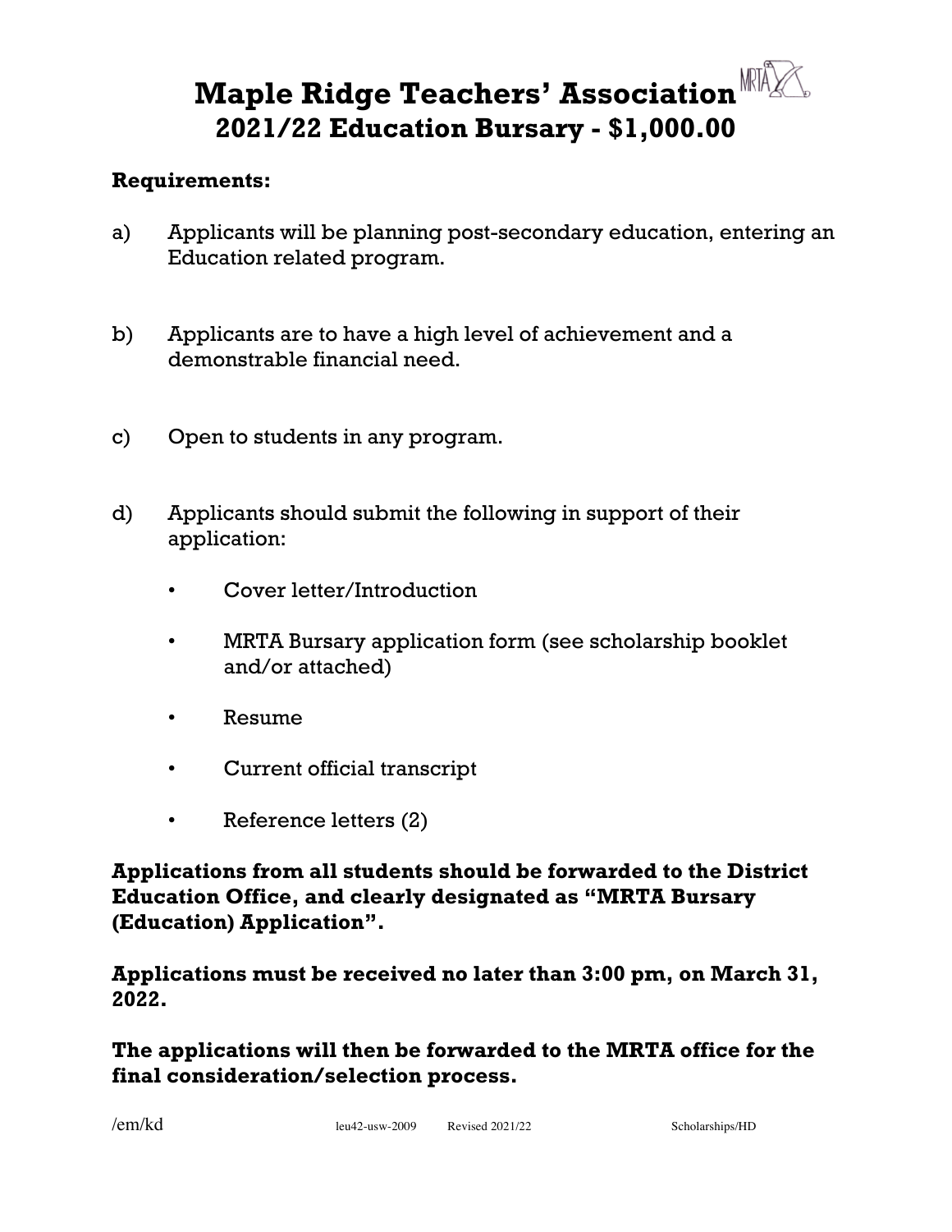# Maple Ridge Teachers' Association

## 2021/22 Education Bursary - $1,000.00

**Requirements:**

a) Applicants will be planning post-secondary education, entering an Education related program.

b) Applicants are to have a high level of achievement and a demonstrable financial need.

c) Open to students in any program.

d) Applicants should submit the following in support of their application:

- Cover letter/Introduction
- MRTA Bursary application form (see scholarship booklet and/or attached)
- Resume
- Current official transcript
- Reference letters (2)

**Applications from all students should be forwarded to the District Education Office, and clearly designated as "MRTA Bursary (Education) Application".**

**Applications must be received no later than 3:00 pm, on March 31, 2022.**

**The applications will then be forwarded to the MRTA office for the final consideration/selection process.**

/em/kd leu42-usw-2009 Revised 2021/22 Scholarships/HD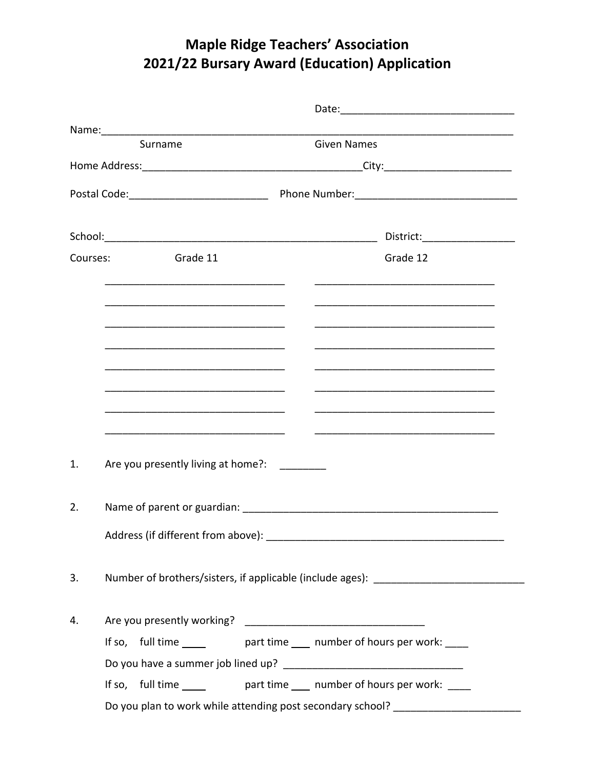# Maple Ridge Teachers' Association
# 2021/22 Bursary Award (Education) Application

Date:______________________________

Name:___________________________________________________________________________

Surname Given Names

Home Address:_______________________________________City:______________________

Postal Code:________________________ Phone Number:____________________________

School:_________________________________________________ District:________________

Courses: Grade 11 Grade 12

| Grade 11 | Grade 12 |
|---|---|
| ________________________________ | ________________________________ |
| ________________________________ | ________________________________ |
| ________________________________ | ________________________________ |
| ________________________________ | ________________________________ |
| ________________________________ | ________________________________ |
| ________________________________ | ________________________________ |
| ________________________________ | ________________________________ |
| ________________________________ | ________________________________ |

1. Are you presently living at home?: ________

2. Name of parent or guardian: _____________________________________________

   Address (if different from above): __________________________________________

3. Number of brothers/sisters, if applicable (include ages): __________________________

4. Are you presently working? _______________________________

   If so, full time ____ part time ___ number of hours per work: ____

   Do you have a summer job lined up? _______________________________

   If so, full time ____ part time ___ number of hours per work: ____

   Do you plan to work while attending post secondary school? ______________________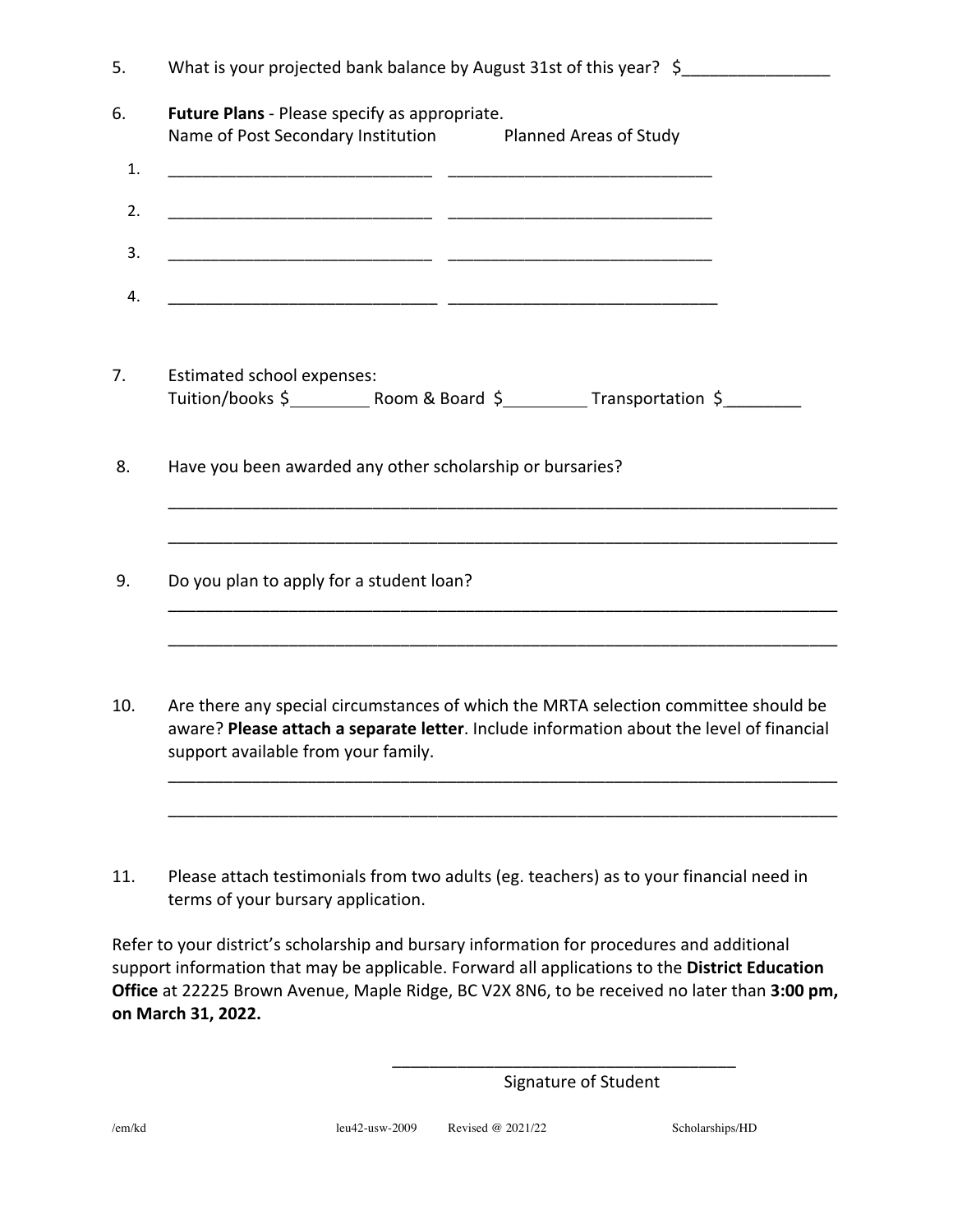5. What is your projected bank balance by August 31st of this year? $________________

6. **Future Plans** - Please specify as appropriate.
   Name of Post Secondary Institution                Planned Areas of Study

   1. ______________________________   ______________________________

   2. ______________________________   ______________________________

   3. ______________________________   ______________________________

   4. ______________________________   ______________________________

7. Estimated school expenses:
   Tuition/books $_________ Room & Board $_________ Transportation $________

8. Have you been awarded any other scholarship or bursaries?

   ___________________________________________________________________________

   ___________________________________________________________________________

9. Do you plan to apply for a student loan?

   ___________________________________________________________________________

   ___________________________________________________________________________

10. Are there any special circumstances of which the MRTA selection committee should be aware? **Please attach a separate letter**. Include information about the level of financial support available from your family.

    ___________________________________________________________________________

    ___________________________________________________________________________

11. Please attach testimonials from two adults (eg. teachers) as to your financial need in terms of your bursary application.

Refer to your district's scholarship and bursary information for procedures and additional support information that may be applicable. Forward all applications to the **District Education Office** at 22225 Brown Avenue, Maple Ridge, BC V2X 8N6, to be received no later than **3:00 pm, on March 31, 2022.**

______________________________________
Signature of Student

/em/kd    leu42-usw-2009    Revised @ 2021/22    Scholarships/HD